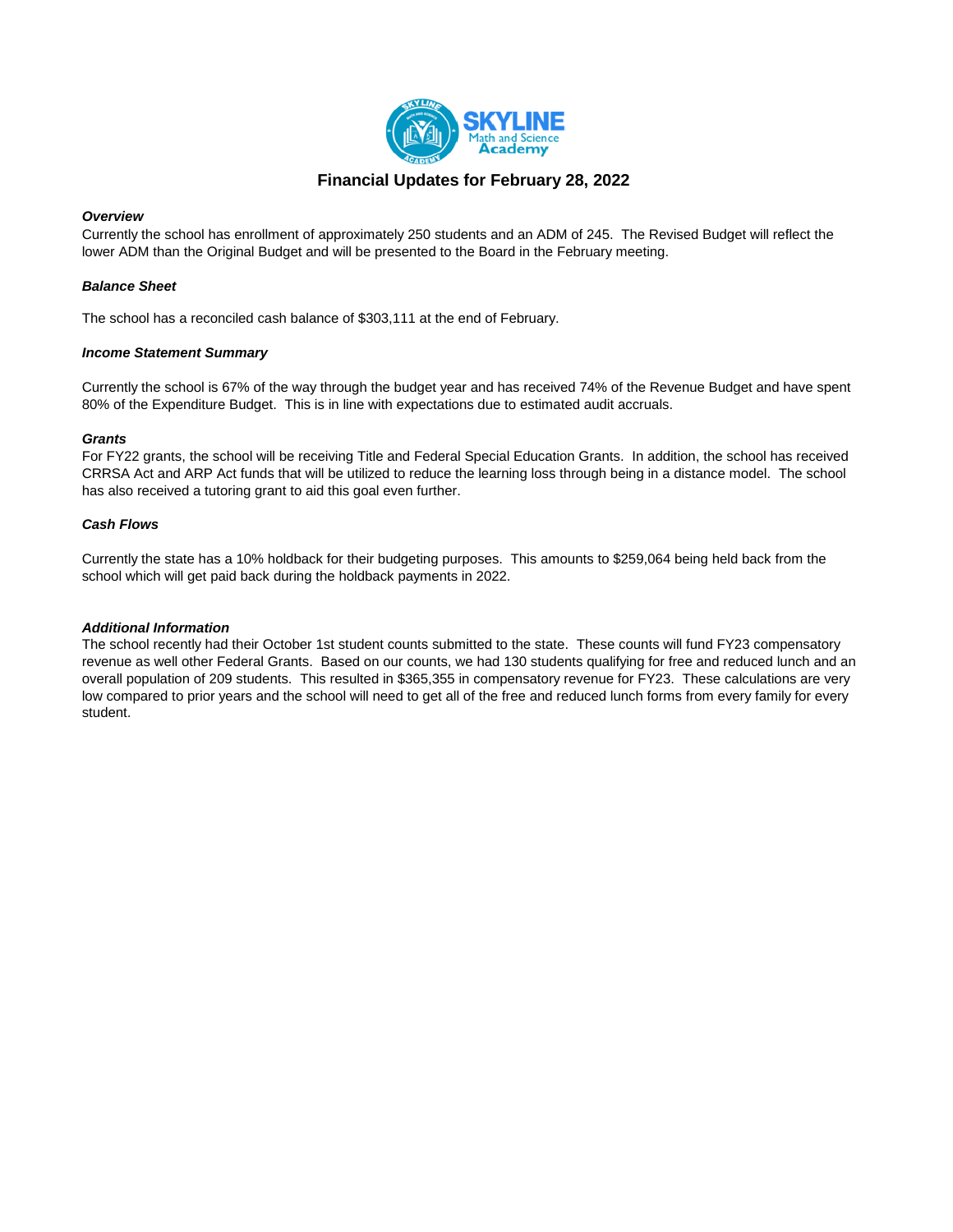# Financial Updates for February 28, 2022

***Overview***

Currently the school has enrollment of approximately 250 students and an ADM of 245. The Revised Budget will reflect the lower ADM than the Original Budget and will be presented to the Board in the February meeting.

***Balance Sheet***

The school has a reconciled cash balance of $303,111 at the end of February.

***Income Statement Summary***

Currently the school is 67% of the way through the budget year and has received 74% of the Revenue Budget and have spent 80% of the Expenditure Budget. This is in line with expectations due to estimated audit accruals.

***Grants***

For FY22 grants, the school will be receiving Title and Federal Special Education Grants. In addition, the school has received CRRSA Act and ARP Act funds that will be utilized to reduce the learning loss through being in a distance model. The school has also received a tutoring grant to aid this goal even further.

***Cash Flows***

Currently the state has a 10% holdback for their budgeting purposes. This amounts to $259,064 being held back from the school which will get paid back during the holdback payments in 2022.

***Additional Information***

The school recently had their October 1st student counts submitted to the state. These counts will fund FY23 compensatory revenue as well other Federal Grants. Based on our counts, we had 130 students qualifying for free and reduced lunch and an overall population of 209 students. This resulted in $365,355 in compensatory revenue for FY23. These calculations are very low compared to prior years and the school will need to get all of the free and reduced lunch forms from every family for every student.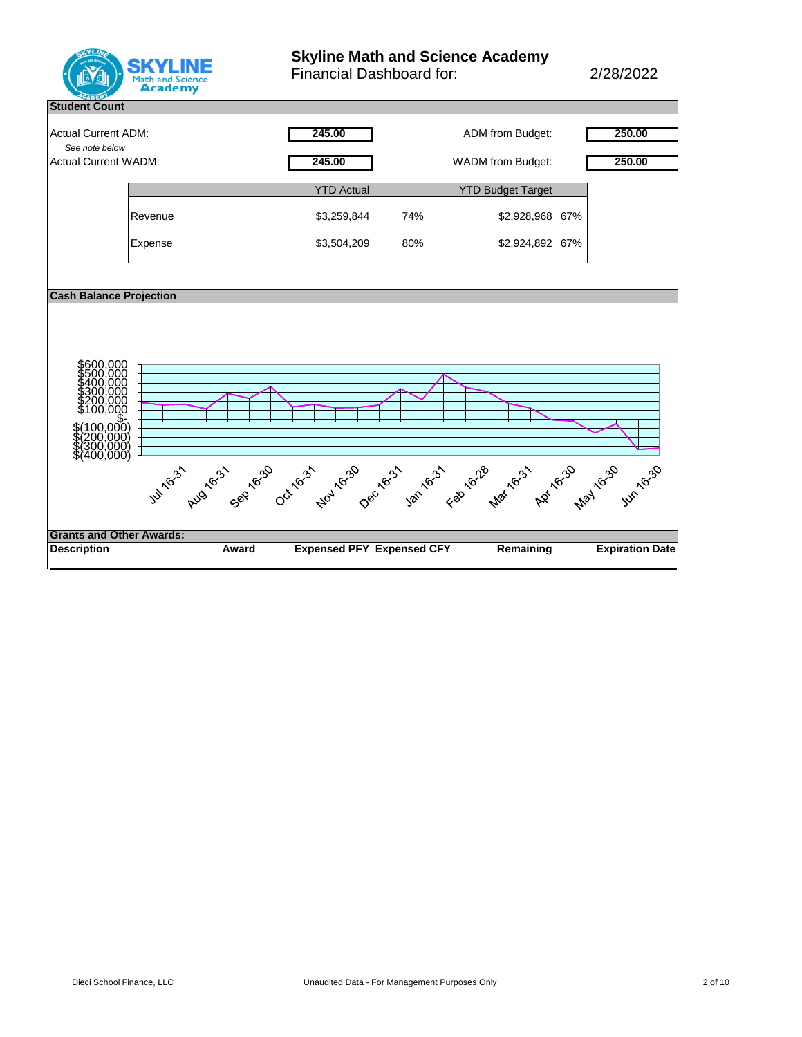# Skyline Math and Science Academy

Financial Dashboard for: 2/28/2022

## Student Count

| | | | |
|---|---|---|---|
| Actual Current ADM: | 245.00 | ADM from Budget: | 250.00 |
| *See note below* | | | |
| Actual Current WADM: | 245.00 | WADM from Budget: | 250.00 |

| | YTD Actual | | YTD Budget Target | |
|---|---|---|---|---|
| Revenue | $3,259,844 | 74% | $2,928,968 | 67% |
| Expense | $3,504,209 | 80% | $2,924,892 | 67% |

## Cash Balance Projection

Y-axis: $600,000, $500,000, $400,000, $300,000, $200,000, $100,000, $-, $(100,000), $(200,000), $(300,000), $(400,000)

X-axis: Jul 16-31, Aug 16-31, Sep 16-30, Oct 16-31, Nov 16-30, Dec 16-31, Jan 16-31, Feb 16-28, Mar 16-31, Apr 16-30, May 16-30, Jun 16-30

## Grants and Other Awards:

| Description | Award | Expensed PFY | Expensed CFY | Remaining | Expiration Date |
|---|---|---|---|---|---|

Dieci School Finance, LLC — Unaudited Data - For Management Purposes Only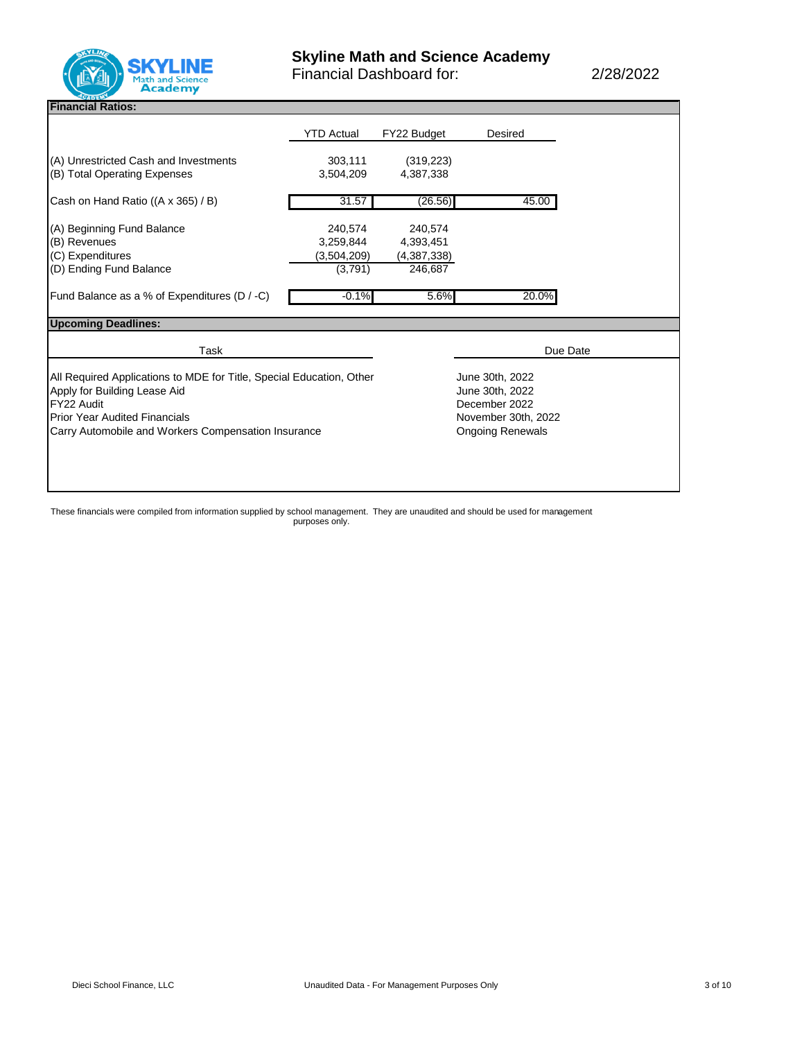# Skyline Math and Science Academy

Financial Dashboard for: 2/28/2022

## Financial Ratios:

| | YTD Actual | FY22 Budget | Desired |
|---|---|---|---|
| (A) Unrestricted Cash and Investments | 303,111 | (319,223) | |
| (B) Total Operating Expenses | 3,504,209 | 4,387,338 | |
| Cash on Hand Ratio ((A x 365) / B) | 31.57 | (26.56) | 45.00 |
| (A) Beginning Fund Balance | 240,574 | 240,574 | |
| (B) Revenues | 3,259,844 | 4,393,451 | |
| (C) Expenditures | (3,504,209) | (4,387,338) | |
| (D) Ending Fund Balance | (3,791) | 246,687 | |
| Fund Balance as a % of Expenditures (D / -C) | -0.1% | 5.6% | 20.0% |

## Upcoming Deadlines:

| Task | Due Date |
|---|---|
| All Required Applications to MDE for Title, Special Education, Other | June 30th, 2022 |
| Apply for Building Lease Aid | June 30th, 2022 |
| FY22 Audit | December 2022 |
| Prior Year Audited Financials | November 30th, 2022 |
| Carry Automobile and Workers Compensation Insurance | Ongoing Renewals |

These financials were compiled from information supplied by school management. They are unaudited and should be used for management purposes only.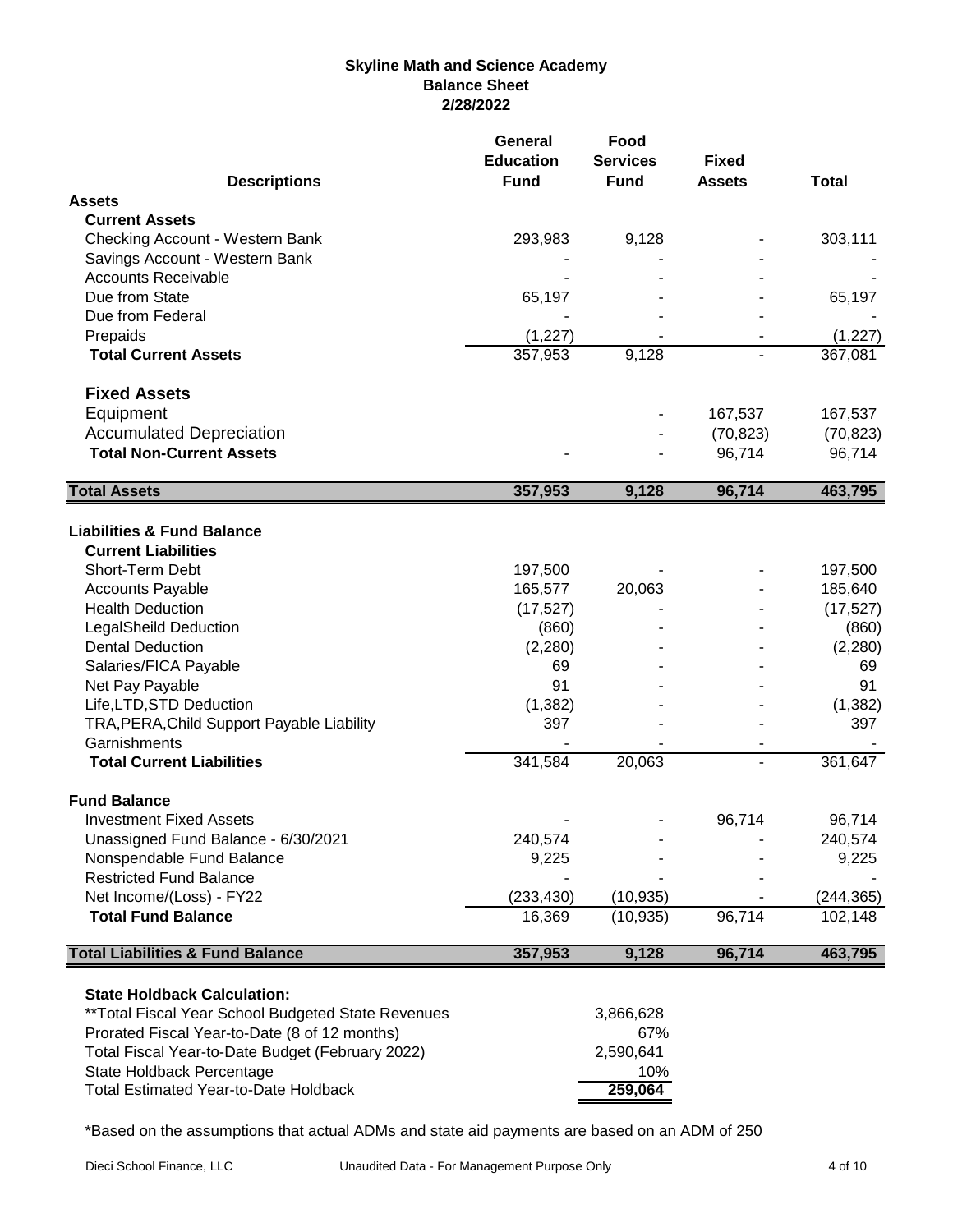# Skyline Math and Science Academy
## Balance Sheet
## 2/28/2022

| Descriptions | General Education Fund | Food Services Fund | Fixed Assets | Total |
|---|---|---|---|---|
| **Assets** | | | | |
| **Current Assets** | | | | |
| Checking Account - Western Bank | 293,983 | 9,128 | - | 303,111 |
| Savings Account - Western Bank | - | - | - | - |
| Accounts Receivable | - | - | - | - |
| Due from State | 65,197 | - | - | 65,197 |
| Due from Federal | - | - | - | - |
| Prepaids | (1,227) | - | - | (1,227) |
| **Total Current Assets** | 357,953 | 9,128 | - | 367,081 |
| **Fixed Assets** | | | | |
| Equipment | | - | 167,537 | 167,537 |
| Accumulated Depreciation | | - | (70,823) | (70,823) |
| **Total Non-Current Assets** | - | - | 96,714 | 96,714 |
| **Total Assets** | **357,953** | **9,128** | **96,714** | **463,795** |
| **Liabilities & Fund Balance** | | | | |
| **Current Liabilities** | | | | |
| Short-Term Debt | 197,500 | - | - | 197,500 |
| Accounts Payable | 165,577 | 20,063 | - | 185,640 |
| Health Deduction | (17,527) | - | - | (17,527) |
| LegalSheild Deduction | (860) | - | - | (860) |
| Dental Deduction | (2,280) | - | - | (2,280) |
| Salaries/FICA Payable | 69 | - | - | 69 |
| Net Pay Payable | 91 | - | - | 91 |
| Life,LTD,STD Deduction | (1,382) | - | - | (1,382) |
| TRA,PERA,Child Support Payable Liability | 397 | - | - | 397 |
| Garnishments | - | - | - | - |
| **Total Current Liabilities** | 341,584 | 20,063 | - | 361,647 |
| **Fund Balance** | | | | |
| Investment Fixed Assets | - | - | 96,714 | 96,714 |
| Unassigned Fund Balance - 6/30/2021 | 240,574 | - | - | 240,574 |
| Nonspendable Fund Balance | 9,225 | - | - | 9,225 |
| Restricted Fund Balance | - | - | - | - |
| Net Income/(Loss) - FY22 | (233,430) | (10,935) | - | (244,365) |
| **Total Fund Balance** | 16,369 | (10,935) | 96,714 | 102,148 |
| **Total Liabilities & Fund Balance** | **357,953** | **9,128** | **96,714** | **463,795** |

**State Holdback Calculation:**

| | |
|---|---|
| **Total Fiscal Year School Budgeted State Revenues | 3,866,628 |
| Prorated Fiscal Year-to-Date (8 of 12 months) | 67% |
| Total Fiscal Year-to-Date Budget (February 2022) | 2,590,641 |
| State Holdback Percentage | 10% |
| Total Estimated Year-to-Date Holdback | **259,064** |

*Based on the assumptions that actual ADMs and state aid payments are based on an ADM of 250

Dieci School Finance, LLC — Unaudited Data - For Management Purpose Only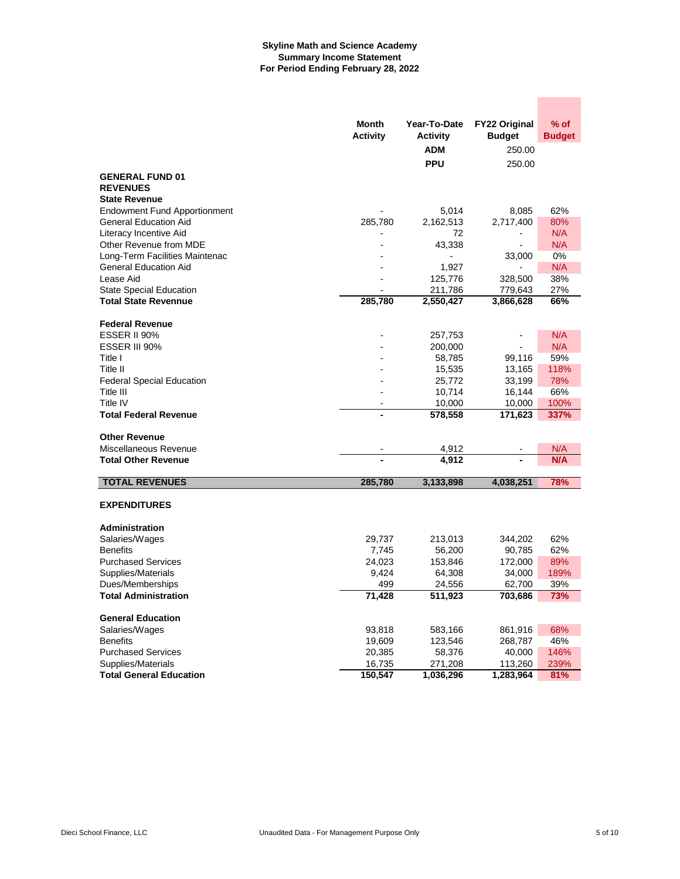**Skyline Math and Science Academy**
**Summary Income Statement**
**For Period Ending February 28, 2022**

| | Month Activity | Year-To-Date Activity | FY22 Original Budget | % of Budget |
|---|---|---|---|---|
| | | ADM | 250.00 | |
| | | PPU | 250.00 | |
| **GENERAL FUND 01** | | | | |
| **REVENUES** | | | | |
| **State Revenue** | | | | |
| Endowment Fund Apportionment | - | 5,014 | 8,085 | 62% |
| General Education Aid | 285,780 | 2,162,513 | 2,717,400 | 80% |
| Literacy Incentive Aid | - | 72 | - | N/A |
| Other Revenue from MDE | - | 43,338 | - | N/A |
| Long-Term Facilities Maintenac | - | - | 33,000 | 0% |
| General Education Aid | - | 1,927 | - | N/A |
| Lease Aid | - | 125,776 | 328,500 | 38% |
| State Special Education | - | 211,786 | 779,643 | 27% |
| **Total State Revenune** | **285,780** | **2,550,427** | **3,866,628** | **66%** |
| **Federal Revenue** | | | | |
| ESSER II 90% | - | 257,753 | - | N/A |
| ESSER III 90% | - | 200,000 | - | N/A |
| Title I | - | 58,785 | 99,116 | 59% |
| Title II | - | 15,535 | 13,165 | 118% |
| Federal Special Education | - | 25,772 | 33,199 | 78% |
| Title III | - | 10,714 | 16,144 | 66% |
| Title IV | - | 10,000 | 10,000 | 100% |
| **Total Federal Revenue** | **-** | **578,558** | **171,623** | **337%** |
| **Other Revenue** | | | | |
| Miscellaneous Revenue | - | 4,912 | - | N/A |
| **Total Other Revenue** | **-** | **4,912** | **-** | **N/A** |
| **TOTAL REVENUES** | **285,780** | **3,133,898** | **4,038,251** | **78%** |
| **EXPENDITURES** | | | | |
| **Administration** | | | | |
| Salaries/Wages | 29,737 | 213,013 | 344,202 | 62% |
| Benefits | 7,745 | 56,200 | 90,785 | 62% |
| Purchased Services | 24,023 | 153,846 | 172,000 | 89% |
| Supplies/Materials | 9,424 | 64,308 | 34,000 | 189% |
| Dues/Memberships | 499 | 24,556 | 62,700 | 39% |
| **Total Administration** | **71,428** | **511,923** | **703,686** | **73%** |
| **General Education** | | | | |
| Salaries/Wages | 93,818 | 583,166 | 861,916 | 68% |
| Benefits | 19,609 | 123,546 | 268,787 | 46% |
| Purchased Services | 20,385 | 58,376 | 40,000 | 146% |
| Supplies/Materials | 16,735 | 271,208 | 113,260 | 239% |
| **Total General Education** | **150,547** | **1,036,296** | **1,283,964** | **81%** |

Dieci School Finance, LLC — Unaudited Data - For Management Purpose Only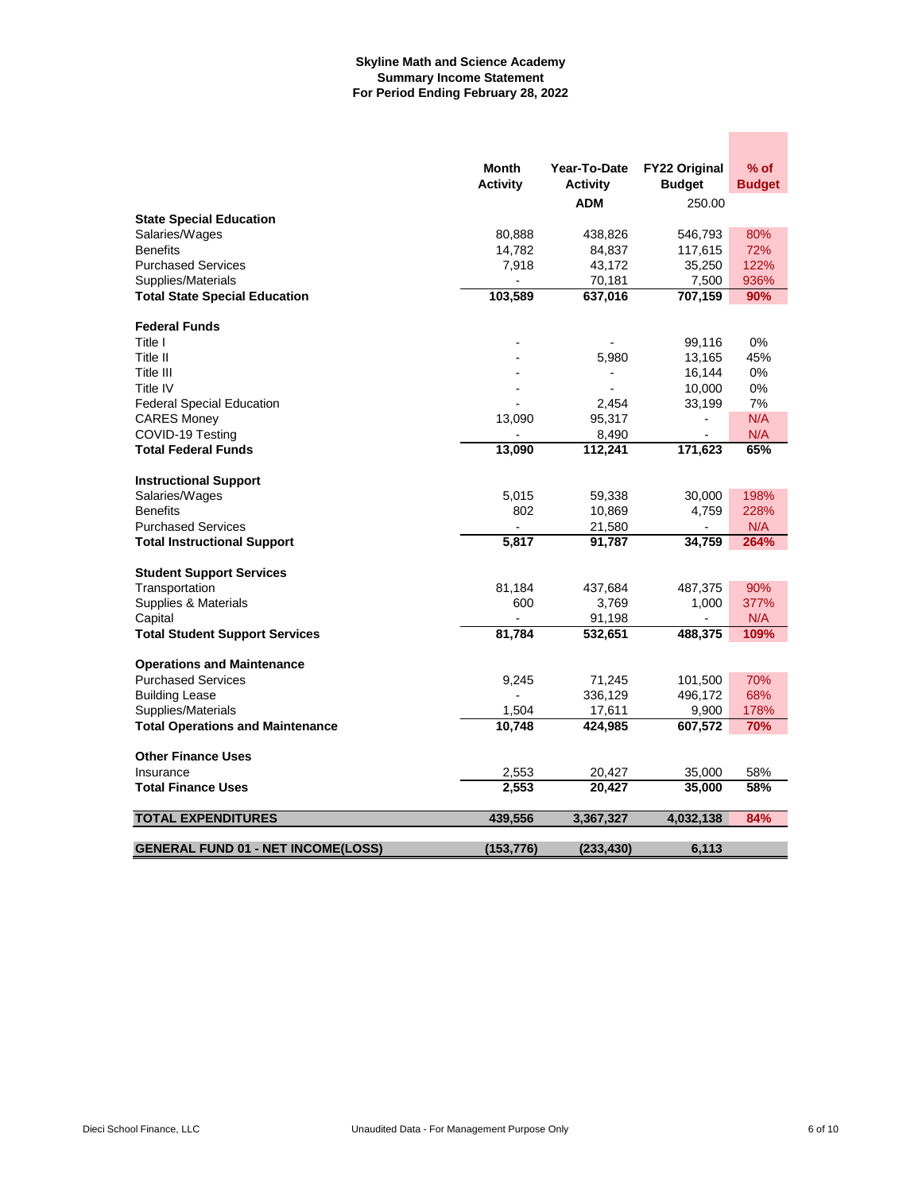**Skyline Math and Science Academy**
**Summary Income Statement**
**For Period Ending February 28, 2022**

| | Month Activity | Year-To-Date Activity | FY22 Original Budget | % of Budget |
|---|---|---|---|---|
| | | ADM | 250.00 | |
| **State Special Education** | | | | |
| Salaries/Wages | 80,888 | 438,826 | 546,793 | 80% |
| Benefits | 14,782 | 84,837 | 117,615 | 72% |
| Purchased Services | 7,918 | 43,172 | 35,250 | 122% |
| Supplies/Materials | - | 70,181 | 7,500 | 936% |
| **Total State Special Education** | **103,589** | **637,016** | **707,159** | **90%** |
| **Federal Funds** | | | | |
| Title I | - | - | 99,116 | 0% |
| Title II | - | 5,980 | 13,165 | 45% |
| Title III | - | - | 16,144 | 0% |
| Title IV | - | - | 10,000 | 0% |
| Federal Special Education | - | 2,454 | 33,199 | 7% |
| CARES Money | 13,090 | 95,317 | - | N/A |
| COVID-19 Testing | - | 8,490 | - | N/A |
| **Total Federal Funds** | **13,090** | **112,241** | **171,623** | **65%** |
| **Instructional Support** | | | | |
| Salaries/Wages | 5,015 | 59,338 | 30,000 | 198% |
| Benefits | 802 | 10,869 | 4,759 | 228% |
| Purchased Services | - | 21,580 | - | N/A |
| **Total Instructional Support** | **5,817** | **91,787** | **34,759** | **264%** |
| **Student Support Services** | | | | |
| Transportation | 81,184 | 437,684 | 487,375 | 90% |
| Supplies & Materials | 600 | 3,769 | 1,000 | 377% |
| Capital | - | 91,198 | - | N/A |
| **Total Student Support Services** | **81,784** | **532,651** | **488,375** | **109%** |
| **Operations and Maintenance** | | | | |
| Purchased Services | 9,245 | 71,245 | 101,500 | 70% |
| Building Lease | - | 336,129 | 496,172 | 68% |
| Supplies/Materials | 1,504 | 17,611 | 9,900 | 178% |
| **Total Operations and Maintenance** | **10,748** | **424,985** | **607,572** | **70%** |
| **Other Finance Uses** | | | | |
| Insurance | 2,553 | 20,427 | 35,000 | 58% |
| **Total Finance Uses** | **2,553** | **20,427** | **35,000** | **58%** |
| **TOTAL EXPENDITURES** | **439,556** | **3,367,327** | **4,032,138** | **84%** |
| **GENERAL FUND 01 - NET INCOME(LOSS)** | **(153,776)** | **(233,430)** | **6,113** | |

Dieci School Finance, LLC — Unaudited Data - For Management Purpose Only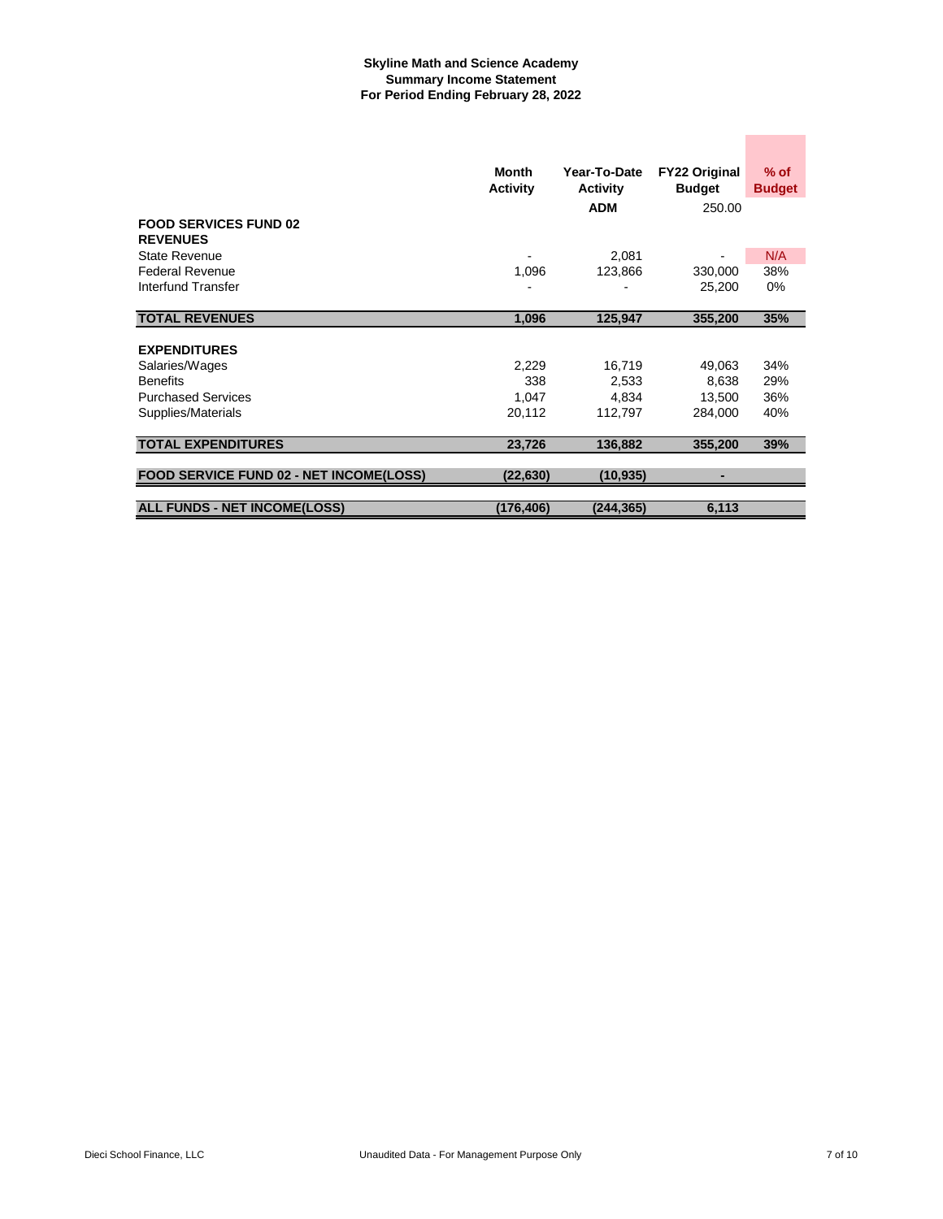**Skyline Math and Science Academy**
**Summary Income Statement**
**For Period Ending February 28, 2022**

| | Month Activity | Year-To-Date Activity | FY22 Original Budget | % of Budget |
|---|---|---|---|---|
| | | ADM | 250.00 | |
| **FOOD SERVICES FUND 02** | | | | |
| **REVENUES** | | | | |
| State Revenue | - | 2,081 | - | N/A |
| Federal Revenue | 1,096 | 123,866 | 330,000 | 38% |
| Interfund Transfer | - | - | 25,200 | 0% |
| **TOTAL REVENUES** | **1,096** | **125,947** | **355,200** | **35%** |
| **EXPENDITURES** | | | | |
| Salaries/Wages | 2,229 | 16,719 | 49,063 | 34% |
| Benefits | 338 | 2,533 | 8,638 | 29% |
| Purchased Services | 1,047 | 4,834 | 13,500 | 36% |
| Supplies/Materials | 20,112 | 112,797 | 284,000 | 40% |
| **TOTAL EXPENDITURES** | **23,726** | **136,882** | **355,200** | **39%** |
| **FOOD SERVICE FUND 02 - NET INCOME(LOSS)** | **(22,630)** | **(10,935)** | **-** | |
| **ALL FUNDS - NET INCOME(LOSS)** | **(176,406)** | **(244,365)** | **6,113** | |

Dieci School Finance, LLC — Unaudited Data - For Management Purpose Only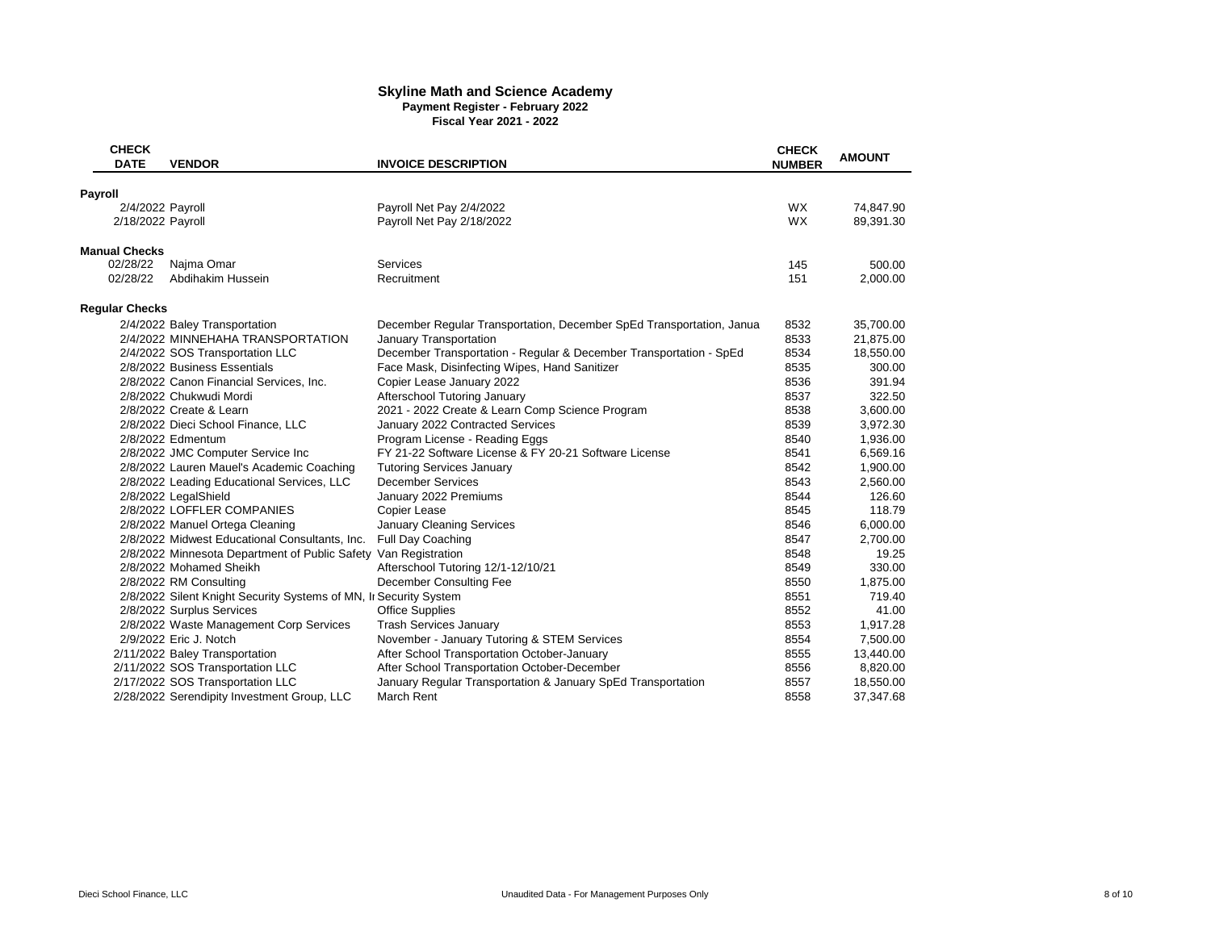# Skyline Math and Science Academy

**Payment Register - February 2022**

**Fiscal Year 2021 - 2022**

| CHECK DATE | VENDOR | INVOICE DESCRIPTION | CHECK NUMBER | AMOUNT |
|---|---|---|---|---|
| **Payroll** | | | | |
| 2/4/2022 | Payroll | Payroll Net Pay 2/4/2022 | WX | 74,847.90 |
| 2/18/2022 | Payroll | Payroll Net Pay 2/18/2022 | WX | 89,391.30 |
| **Manual Checks** | | | | |
| 02/28/22 | Najma Omar | Services | 145 | 500.00 |
| 02/28/22 | Abdihakim Hussein | Recruitment | 151 | 2,000.00 |
| **Regular Checks** | | | | |
| 2/4/2022 | Baley Transportation | December Regular Transportation, December SpEd Transportation, Janua | 8532 | 35,700.00 |
| 2/4/2022 | MINNEHAHA TRANSPORTATION | January Transportation | 8533 | 21,875.00 |
| 2/4/2022 | SOS Transportation LLC | December Transportation - Regular & December Transportation - SpEd | 8534 | 18,550.00 |
| 2/8/2022 | Business Essentials | Face Mask, Disinfecting Wipes, Hand Sanitizer | 8535 | 300.00 |
| 2/8/2022 | Canon Financial Services, Inc. | Copier Lease January 2022 | 8536 | 391.94 |
| 2/8/2022 | Chukwudi Mordi | Afterschool Tutoring January | 8537 | 322.50 |
| 2/8/2022 | Create & Learn | 2021 - 2022 Create & Learn Comp Science Program | 8538 | 3,600.00 |
| 2/8/2022 | Dieci School Finance, LLC | January 2022 Contracted Services | 8539 | 3,972.30 |
| 2/8/2022 | Edmentum | Program License - Reading Eggs | 8540 | 1,936.00 |
| 2/8/2022 | JMC Computer Service Inc | FY 21-22 Software License & FY 20-21 Software License | 8541 | 6,569.16 |
| 2/8/2022 | Lauren Mauel's Academic Coaching | Tutoring Services January | 8542 | 1,900.00 |
| 2/8/2022 | Leading Educational Services, LLC | December Services | 8543 | 2,560.00 |
| 2/8/2022 | LegalShield | January 2022 Premiums | 8544 | 126.60 |
| 2/8/2022 | LOFFLER COMPANIES | Copier Lease | 8545 | 118.79 |
| 2/8/2022 | Manuel Ortega Cleaning | January Cleaning Services | 8546 | 6,000.00 |
| 2/8/2022 | Midwest Educational Consultants, Inc. | Full Day Coaching | 8547 | 2,700.00 |
| 2/8/2022 | Minnesota Department of Public Safety | Van Registration | 8548 | 19.25 |
| 2/8/2022 | Mohamed Sheikh | Afterschool Tutoring 12/1-12/10/21 | 8549 | 330.00 |
| 2/8/2022 | RM Consulting | December Consulting Fee | 8550 | 1,875.00 |
| 2/8/2022 | Silent Knight Security Systems of MN, In | Security System | 8551 | 719.40 |
| 2/8/2022 | Surplus Services | Office Supplies | 8552 | 41.00 |
| 2/8/2022 | Waste Management Corp Services | Trash Services January | 8553 | 1,917.28 |
| 2/9/2022 | Eric J. Notch | November - January Tutoring & STEM Services | 8554 | 7,500.00 |
| 2/11/2022 | Baley Transportation | After School Transportation October-January | 8555 | 13,440.00 |
| 2/11/2022 | SOS Transportation LLC | After School Transportation October-December | 8556 | 8,820.00 |
| 2/17/2022 | SOS Transportation LLC | January Regular Transportation & January SpEd Transportation | 8557 | 18,550.00 |
| 2/28/2022 | Serendipity Investment Group, LLC | March Rent | 8558 | 37,347.68 |

Dieci School Finance, LLC — Unaudited Data - For Management Purposes Only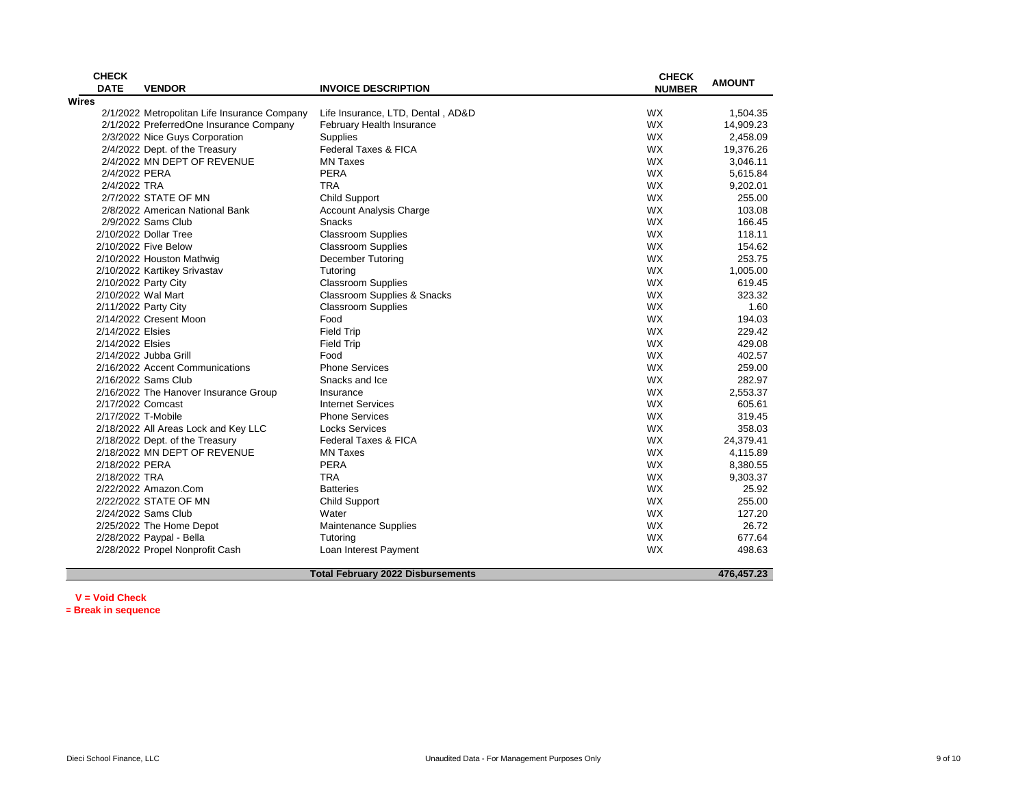| CHECK DATE | VENDOR | INVOICE DESCRIPTION | CHECK NUMBER | AMOUNT |
|---|---|---|---|---|
| **Wires** | | | | |
| 2/1/2022 | Metropolitan Life Insurance Company | Life Insurance, LTD, Dental , AD&D | WX | 1,504.35 |
| 2/1/2022 | PreferredOne Insurance Company | February Health Insurance | WX | 14,909.23 |
| 2/3/2022 | Nice Guys Corporation | Supplies | WX | 2,458.09 |
| 2/4/2022 | Dept. of the Treasury | Federal Taxes & FICA | WX | 19,376.26 |
| 2/4/2022 | MN DEPT OF REVENUE | MN Taxes | WX | 3,046.11 |
| 2/4/2022 | PERA | PERA | WX | 5,615.84 |
| 2/4/2022 | TRA | TRA | WX | 9,202.01 |
| 2/7/2022 | STATE OF MN | Child Support | WX | 255.00 |
| 2/8/2022 | American National Bank | Account Analysis Charge | WX | 103.08 |
| 2/9/2022 | Sams Club | Snacks | WX | 166.45 |
| 2/10/2022 | Dollar Tree | Classroom Supplies | WX | 118.11 |
| 2/10/2022 | Five Below | Classroom Supplies | WX | 154.62 |
| 2/10/2022 | Houston Mathwig | December Tutoring | WX | 253.75 |
| 2/10/2022 | Kartikey Srivastav | Tutoring | WX | 1,005.00 |
| 2/10/2022 | Party City | Classroom Supplies | WX | 619.45 |
| 2/10/2022 | Wal Mart | Classroom Supplies & Snacks | WX | 323.32 |
| 2/11/2022 | Party City | Classroom Supplies | WX | 1.60 |
| 2/14/2022 | Cresent Moon | Food | WX | 194.03 |
| 2/14/2022 | Elsies | Field Trip | WX | 229.42 |
| 2/14/2022 | Elsies | Field Trip | WX | 429.08 |
| 2/14/2022 | Jubba Grill | Food | WX | 402.57 |
| 2/16/2022 | Accent Communications | Phone Services | WX | 259.00 |
| 2/16/2022 | Sams Club | Snacks and Ice | WX | 282.97 |
| 2/16/2022 | The Hanover Insurance Group | Insurance | WX | 2,553.37 |
| 2/17/2022 | Comcast | Internet Services | WX | 605.61 |
| 2/17/2022 | T-Mobile | Phone Services | WX | 319.45 |
| 2/18/2022 | All Areas Lock and Key LLC | Locks Services | WX | 358.03 |
| 2/18/2022 | Dept. of the Treasury | Federal Taxes & FICA | WX | 24,379.41 |
| 2/18/2022 | MN DEPT OF REVENUE | MN Taxes | WX | 4,115.89 |
| 2/18/2022 | PERA | PERA | WX | 8,380.55 |
| 2/18/2022 | TRA | TRA | WX | 9,303.37 |
| 2/22/2022 | Amazon.Com | Batteries | WX | 25.92 |
| 2/22/2022 | STATE OF MN | Child Support | WX | 255.00 |
| 2/24/2022 | Sams Club | Water | WX | 127.20 |
| 2/25/2022 | The Home Depot | Maintenance Supplies | WX | 26.72 |
| 2/28/2022 | Paypal - Bella | Tutoring | WX | 677.64 |
| 2/28/2022 | Propel Nonprofit Cash | Loan Interest Payment | WX | 498.63 |
| | | **Total February 2022 Disbursements** | | **476,457.23** |

**V = Void Check**

**= Break in sequence**

Dieci School Finance, LLC

Unaudited Data - For Management Purposes Only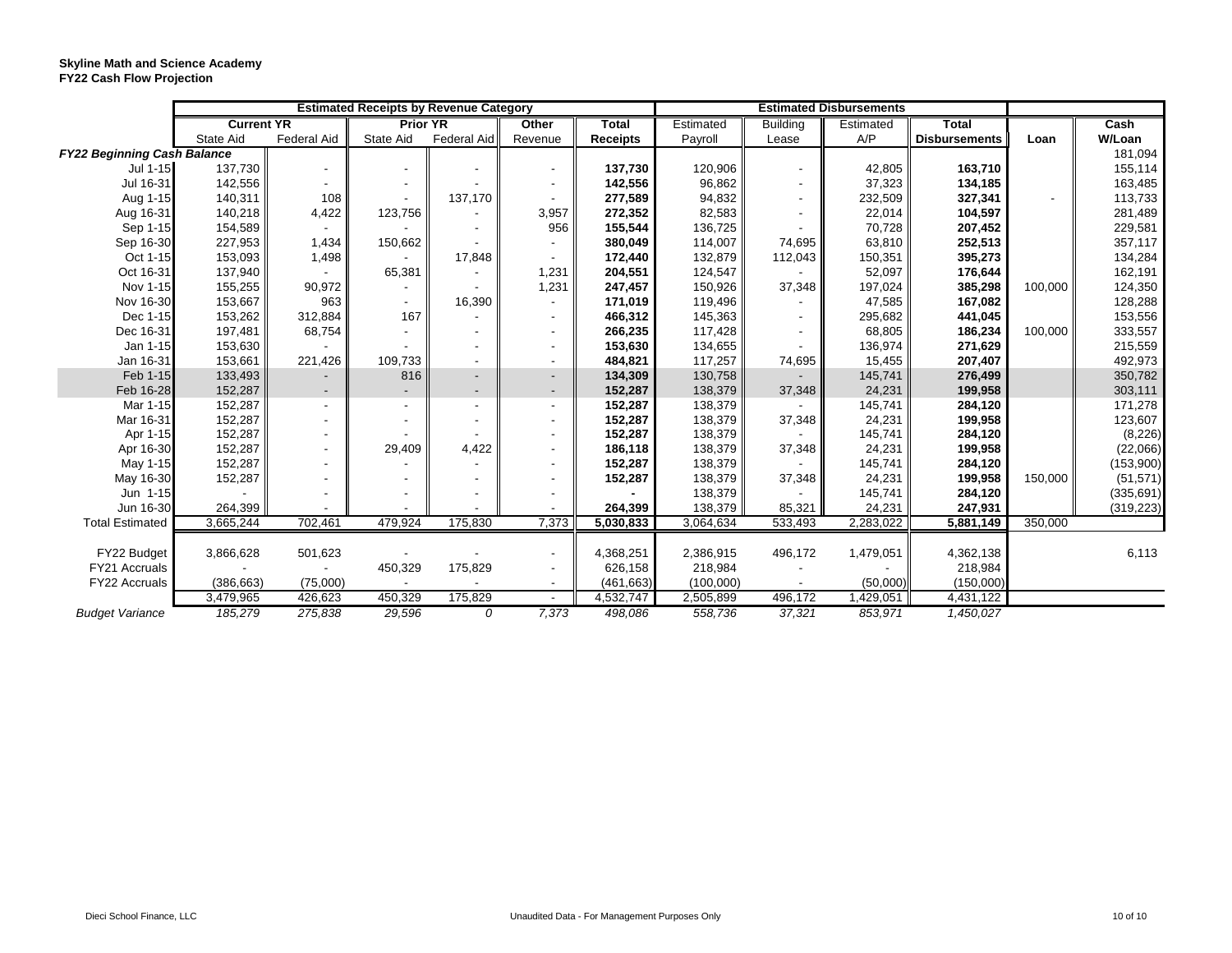**Skyline Math and Science Academy**
**FY22 Cash Flow Projection**

| | Estimated Receipts by Revenue Category | | | | | | Estimated Disbursements | | | | | |
|---|---|---|---|---|---|---|---|---|---|---|---|---|
| | **Current YR** | | **Prior YR** | | **Other** | **Total** | Estimated | Building | Estimated | **Total** | | **Cash** |
| | State Aid | Federal Aid | State Aid | Federal Aid | Revenue | **Receipts** | Payroll | Lease | A/P | **Disbursements** | **Loan** | **W/Loan** |
| ***FY22 Beginning Cash Balance*** | | | | | | | | | | | | 181,094 |
| Jul 1-15 | 137,730 | - | - | - | - | **137,730** | 120,906 | - | 42,805 | **163,710** | | 155,114 |
| Jul 16-31 | 142,556 | - | - | - | - | **142,556** | 96,862 | - | 37,323 | **134,185** | | 163,485 |
| Aug 1-15 | 140,311 | 108 | - | 137,170 | - | **277,589** | 94,832 | - | 232,509 | **327,341** | - | 113,733 |
| Aug 16-31 | 140,218 | 4,422 | 123,756 | - | 3,957 | **272,352** | 82,583 | - | 22,014 | **104,597** | | 281,489 |
| Sep 1-15 | 154,589 | - | - | - | 956 | **155,544** | 136,725 | - | 70,728 | **207,452** | | 229,581 |
| Sep 16-30 | 227,953 | 1,434 | 150,662 | - | - | **380,049** | 114,007 | 74,695 | 63,810 | **252,513** | | 357,117 |
| Oct 1-15 | 153,093 | 1,498 | - | 17,848 | - | **172,440** | 132,879 | 112,043 | 150,351 | **395,273** | | 134,284 |
| Oct 16-31 | 137,940 | - | 65,381 | - | 1,231 | **204,551** | 124,547 | - | 52,097 | **176,644** | | 162,191 |
| Nov 1-15 | 155,255 | 90,972 | - | - | 1,231 | **247,457** | 150,926 | 37,348 | 197,024 | **385,298** | 100,000 | 124,350 |
| Nov 16-30 | 153,667 | 963 | - | 16,390 | - | **171,019** | 119,496 | - | 47,585 | **167,082** | | 128,288 |
| Dec 1-15 | 153,262 | 312,884 | 167 | - | - | **466,312** | 145,363 | - | 295,682 | **441,045** | | 153,556 |
| Dec 16-31 | 197,481 | 68,754 | - | - | - | **266,235** | 117,428 | - | 68,805 | **186,234** | 100,000 | 333,557 |
| Jan 1-15 | 153,630 | - | - | - | - | **153,630** | 134,655 | - | 136,974 | **271,629** | | 215,559 |
| Jan 16-31 | 153,661 | 221,426 | 109,733 | - | - | **484,821** | 117,257 | 74,695 | 15,455 | **207,407** | | 492,973 |
| Feb 1-15 | 133,493 | - | 816 | - | - | **134,309** | 130,758 | - | 145,741 | **276,499** | | 350,782 |
| Feb 16-28 | 152,287 | - | - | - | - | **152,287** | 138,379 | 37,348 | 24,231 | **199,958** | | 303,111 |
| Mar 1-15 | 152,287 | - | - | - | - | **152,287** | 138,379 | - | 145,741 | **284,120** | | 171,278 |
| Mar 16-31 | 152,287 | - | - | - | - | **152,287** | 138,379 | 37,348 | 24,231 | **199,958** | | 123,607 |
| Apr 1-15 | 152,287 | - | - | - | - | **152,287** | 138,379 | - | 145,741 | **284,120** | | (8,226) |
| Apr 16-30 | 152,287 | - | 29,409 | 4,422 | - | **186,118** | 138,379 | 37,348 | 24,231 | **199,958** | | (22,066) |
| May 1-15 | 152,287 | - | - | - | - | **152,287** | 138,379 | - | 145,741 | **284,120** | | (153,900) |
| May 16-30 | 152,287 | - | - | - | - | **152,287** | 138,379 | 37,348 | 24,231 | **199,958** | 150,000 | (51,571) |
| Jun 1-15 | - | - | - | - | - | **-** | 138,379 | - | 145,741 | **284,120** | | (335,691) |
| Jun 16-30 | 264,399 | - | - | - | - | **264,399** | 138,379 | 85,321 | 24,231 | **247,931** | | (319,223) |
| Total Estimated | 3,665,244 | 702,461 | 479,924 | 175,830 | 7,373 | **5,030,833** | 3,064,634 | 533,493 | 2,283,022 | **5,881,149** | 350,000 | |
| | | | | | | | | | | | | |
| FY22 Budget | 3,866,628 | 501,623 | - | - | - | 4,368,251 | 2,386,915 | 496,172 | 1,479,051 | 4,362,138 | | 6,113 |
| FY21 Accruals | - | - | 450,329 | 175,829 | - | 626,158 | 218,984 | - | - | 218,984 | | |
| FY22 Accruals | (386,663) | (75,000) | - | - | - | (461,663) | (100,000) | - | (50,000) | (150,000) | | |
| | 3,479,965 | 426,623 | 450,329 | 175,829 | - | 4,532,747 | 2,505,899 | 496,172 | 1,429,051 | 4,431,122 | | |
| *Budget Variance* | *185,279* | *275,838* | *29,596* | *0* | *7,373* | *498,086* | *558,736* | *37,321* | *853,971* | *1,450,027* | | |

Dieci School Finance, LLC

Unaudited Data - For Management Purposes Only